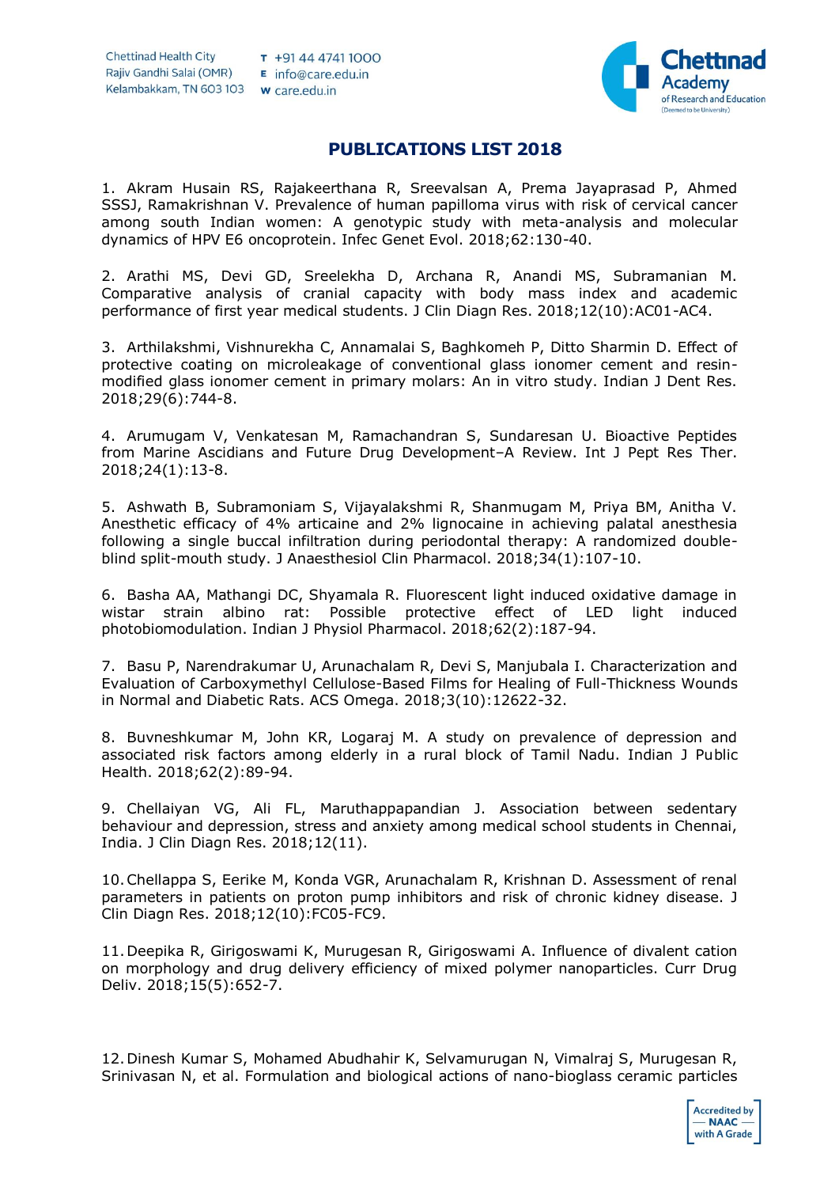# PUBLICATIONS LIST 2018

1. Akram Husain RS, Rajakeerthana R, Sreevalsan A, Prema Jayaprasad P, Ahmed SSSJ, Ramakrishnan V. Prevalence of human papilloma virus with risk of cervical cancer among south Indian women: A genotypic study with meta-analysis and molecular dynamics of HPV E6 oncoprotein. Infec Genet Evol. 2018;62:130-40.

2. Arathi MS, Devi GD, Sreelekha D, Archana R, Anandi MS, Subramanian M. Comparative analysis of cranial capacity with body mass index and academic performance of first year medical students. J Clin Diagn Res. 2018;12(10):AC01-AC4.

3. Arthilakshmi, Vishnurekha C, Annamalai S, Baghkomeh P, Ditto Sharmin D. Effect of protective coating on microleakage of conventional glass ionomer cement and resin-modified glass ionomer cement in primary molars: An in vitro study. Indian J Dent Res. 2018;29(6):744-8.

4. Arumugam V, Venkatesan M, Ramachandran S, Sundaresan U. Bioactive Peptides from Marine Ascidians and Future Drug Development–A Review. Int J Pept Res Ther. 2018;24(1):13-8.

5. Ashwath B, Subramoniam S, Vijayalakshmi R, Shanmugam M, Priya BM, Anitha V. Anesthetic efficacy of 4% articaine and 2% lignocaine in achieving palatal anesthesia following a single buccal infiltration during periodontal therapy: A randomized double-blind split-mouth study. J Anaesthesiol Clin Pharmacol. 2018;34(1):107-10.

6. Basha AA, Mathangi DC, Shyamala R. Fluorescent light induced oxidative damage in wistar strain albino rat: Possible protective effect of LED light induced photobiomodulation. Indian J Physiol Pharmacol. 2018;62(2):187-94.

7. Basu P, Narendrakumar U, Arunachalam R, Devi S, Manjubala I. Characterization and Evaluation of Carboxymethyl Cellulose-Based Films for Healing of Full-Thickness Wounds in Normal and Diabetic Rats. ACS Omega. 2018;3(10):12622-32.

8. Buvneshkumar M, John KR, Logaraj M. A study on prevalence of depression and associated risk factors among elderly in a rural block of Tamil Nadu. Indian J Public Health. 2018;62(2):89-94.

9. Chellaiyan VG, Ali FL, Maruthappapandian J. Association between sedentary behaviour and depression, stress and anxiety among medical school students in Chennai, India. J Clin Diagn Res. 2018;12(11).

10. Chellappa S, Eerike M, Konda VGR, Arunachalam R, Krishnan D. Assessment of renal parameters in patients on proton pump inhibitors and risk of chronic kidney disease. J Clin Diagn Res. 2018;12(10):FC05-FC9.

11. Deepika R, Girigoswami K, Murugesan R, Girigoswami A. Influence of divalent cation on morphology and drug delivery efficiency of mixed polymer nanoparticles. Curr Drug Deliv. 2018;15(5):652-7.

12. Dinesh Kumar S, Mohamed Abudhahir K, Selvamurugan N, Vimalraj S, Murugesan R, Srinivasan N, et al. Formulation and biological actions of nano-bioglass ceramic particles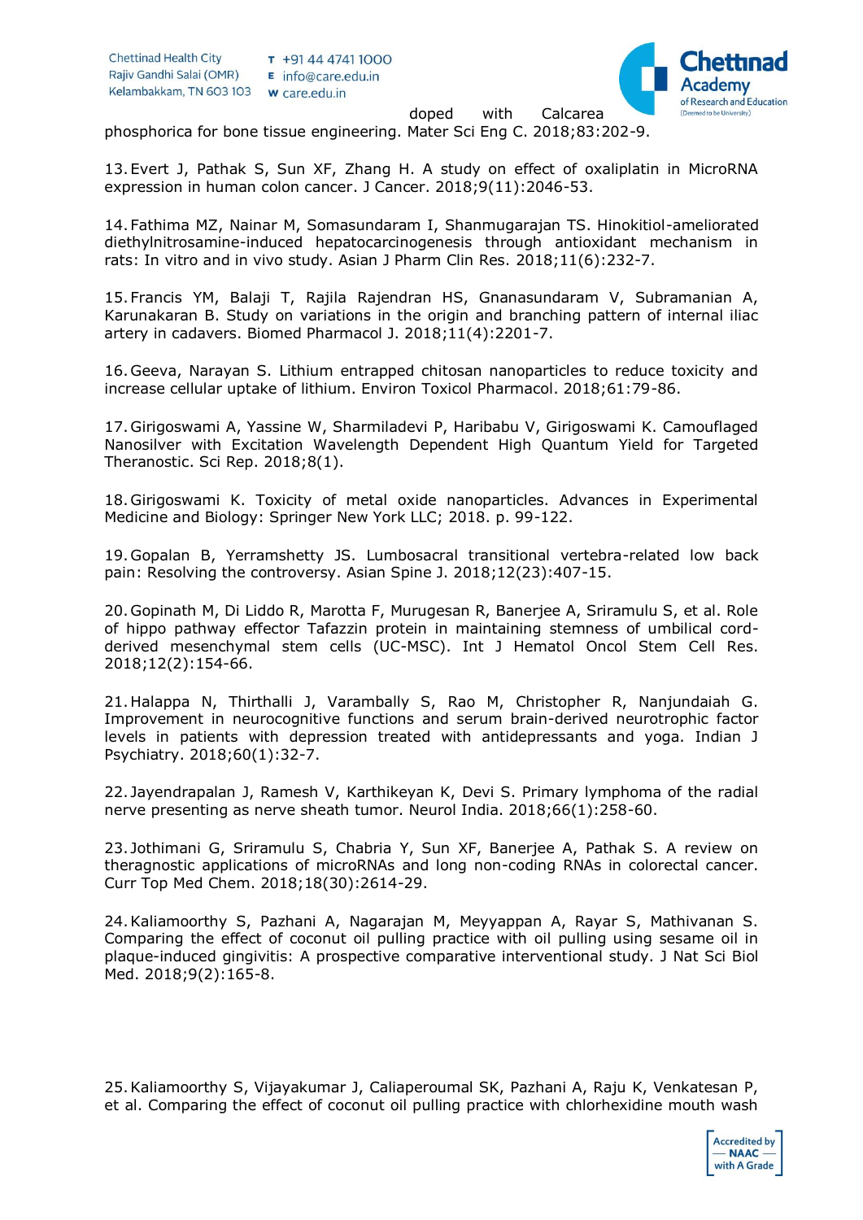doped with Calcarea phosphorica for bone tissue engineering. Mater Sci Eng C. 2018;83:202-9.

13. Evert J, Pathak S, Sun XF, Zhang H. A study on effect of oxaliplatin in MicroRNA expression in human colon cancer. J Cancer. 2018;9(11):2046-53.

14. Fathima MZ, Nainar M, Somasundaram I, Shanmugarajan TS. Hinokitiol-ameliorated diethylnitrosamine-induced hepatocarcinogenesis through antioxidant mechanism in rats: In vitro and in vivo study. Asian J Pharm Clin Res. 2018;11(6):232-7.

15. Francis YM, Balaji T, Rajila Rajendran HS, Gnanasundaram V, Subramanian A, Karunakaran B. Study on variations in the origin and branching pattern of internal iliac artery in cadavers. Biomed Pharmacol J. 2018;11(4):2201-7.

16. Geeva, Narayan S. Lithium entrapped chitosan nanoparticles to reduce toxicity and increase cellular uptake of lithium. Environ Toxicol Pharmacol. 2018;61:79-86.

17. Girigoswami A, Yassine W, Sharmiladevi P, Haribabu V, Girigoswami K. Camouflaged Nanosilver with Excitation Wavelength Dependent High Quantum Yield for Targeted Theranostic. Sci Rep. 2018;8(1).

18. Girigoswami K. Toxicity of metal oxide nanoparticles. Advances in Experimental Medicine and Biology: Springer New York LLC; 2018. p. 99-122.

19. Gopalan B, Yerramshetty JS. Lumbosacral transitional vertebra-related low back pain: Resolving the controversy. Asian Spine J. 2018;12(23):407-15.

20. Gopinath M, Di Liddo R, Marotta F, Murugesan R, Banerjee A, Sriramulu S, et al. Role of hippo pathway effector Tafazzin protein in maintaining stemness of umbilical cord-derived mesenchymal stem cells (UC-MSC). Int J Hematol Oncol Stem Cell Res. 2018;12(2):154-66.

21. Halappa N, Thirthalli J, Varambally S, Rao M, Christopher R, Nanjundaiah G. Improvement in neurocognitive functions and serum brain-derived neurotrophic factor levels in patients with depression treated with antidepressants and yoga. Indian J Psychiatry. 2018;60(1):32-7.

22. Jayendrapalan J, Ramesh V, Karthikeyan K, Devi S. Primary lymphoma of the radial nerve presenting as nerve sheath tumor. Neurol India. 2018;66(1):258-60.

23. Jothimani G, Sriramulu S, Chabria Y, Sun XF, Banerjee A, Pathak S. A review on theragnostic applications of microRNAs and long non-coding RNAs in colorectal cancer. Curr Top Med Chem. 2018;18(30):2614-29.

24. Kaliamoorthy S, Pazhani A, Nagarajan M, Meyyappan A, Rayar S, Mathivanan S. Comparing the effect of coconut oil pulling practice with oil pulling using sesame oil in plaque-induced gingivitis: A prospective comparative interventional study. J Nat Sci Biol Med. 2018;9(2):165-8.

25. Kaliamoorthy S, Vijayakumar J, Caliaperoumal SK, Pazhani A, Raju K, Venkatesan P, et al. Comparing the effect of coconut oil pulling practice with chlorhexidine mouth wash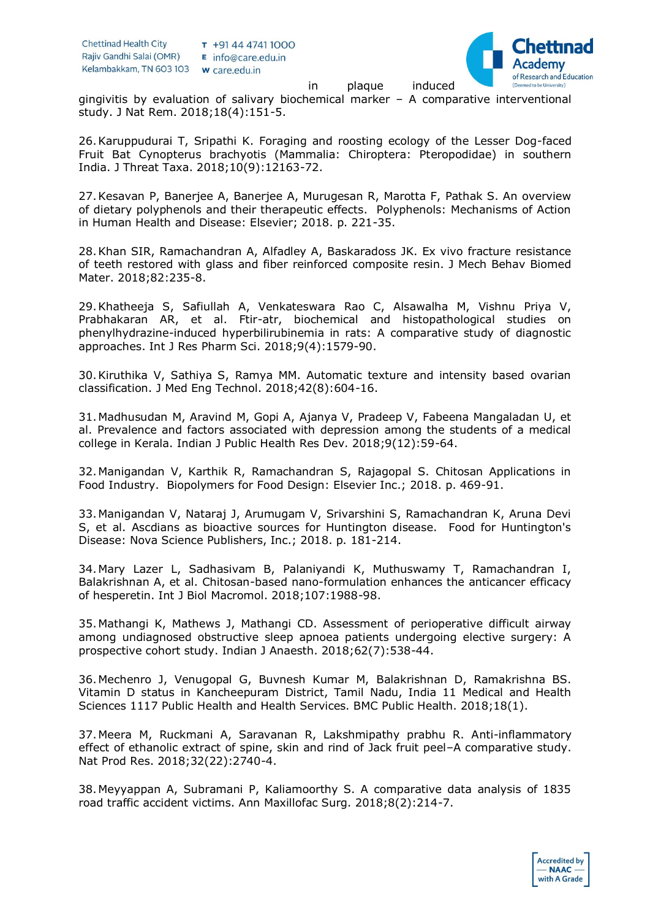in plaque induced gingivitis by evaluation of salivary biochemical marker – A comparative interventional study. J Nat Rem. 2018;18(4):151-5.

26. Karuppudurai T, Sripathi K. Foraging and roosting ecology of the Lesser Dog-faced Fruit Bat Cynopterus brachyotis (Mammalia: Chiroptera: Pteropodidae) in southern India. J Threat Taxa. 2018;10(9):12163-72.

27. Kesavan P, Banerjee A, Banerjee A, Murugesan R, Marotta F, Pathak S. An overview of dietary polyphenols and their therapeutic effects. Polyphenols: Mechanisms of Action in Human Health and Disease: Elsevier; 2018. p. 221-35.

28. Khan SIR, Ramachandran A, Alfadley A, Baskaradoss JK. Ex vivo fracture resistance of teeth restored with glass and fiber reinforced composite resin. J Mech Behav Biomed Mater. 2018;82:235-8.

29. Khatheeja S, Safiullah A, Venkateswara Rao C, Alsawalha M, Vishnu Priya V, Prabhakaran AR, et al. Ftir-atr, biochemical and histopathological studies on phenylhydrazine-induced hyperbilirubinemia in rats: A comparative study of diagnostic approaches. Int J Res Pharm Sci. 2018;9(4):1579-90.

30. Kiruthika V, Sathiya S, Ramya MM. Automatic texture and intensity based ovarian classification. J Med Eng Technol. 2018;42(8):604-16.

31. Madhusudan M, Aravind M, Gopi A, Ajanya V, Pradeep V, Fabeena Mangaladan U, et al. Prevalence and factors associated with depression among the students of a medical college in Kerala. Indian J Public Health Res Dev. 2018;9(12):59-64.

32. Manigandan V, Karthik R, Ramachandran S, Rajagopal S. Chitosan Applications in Food Industry. Biopolymers for Food Design: Elsevier Inc.; 2018. p. 469-91.

33. Manigandan V, Nataraj J, Arumugam V, Srivarshini S, Ramachandran K, Aruna Devi S, et al. Ascdians as bioactive sources for Huntington disease. Food for Huntington's Disease: Nova Science Publishers, Inc.; 2018. p. 181-214.

34. Mary Lazer L, Sadhasivam B, Palaniyandi K, Muthuswamy T, Ramachandran I, Balakrishnan A, et al. Chitosan-based nano-formulation enhances the anticancer efficacy of hesperetin. Int J Biol Macromol. 2018;107:1988-98.

35. Mathangi K, Mathews J, Mathangi CD. Assessment of perioperative difficult airway among undiagnosed obstructive sleep apnoea patients undergoing elective surgery: A prospective cohort study. Indian J Anaesth. 2018;62(7):538-44.

36. Mechenro J, Venugopal G, Buvnesh Kumar M, Balakrishnan D, Ramakrishna BS. Vitamin D status in Kancheepuram District, Tamil Nadu, India 11 Medical and Health Sciences 1117 Public Health and Health Services. BMC Public Health. 2018;18(1).

37. Meera M, Ruckmani A, Saravanan R, Lakshmipathy prabhu R. Anti-inflammatory effect of ethanolic extract of spine, skin and rind of Jack fruit peel–A comparative study. Nat Prod Res. 2018;32(22):2740-4.

38. Meyyappan A, Subramani P, Kaliamoorthy S. A comparative data analysis of 1835 road traffic accident victims. Ann Maxillofac Surg. 2018;8(2):214-7.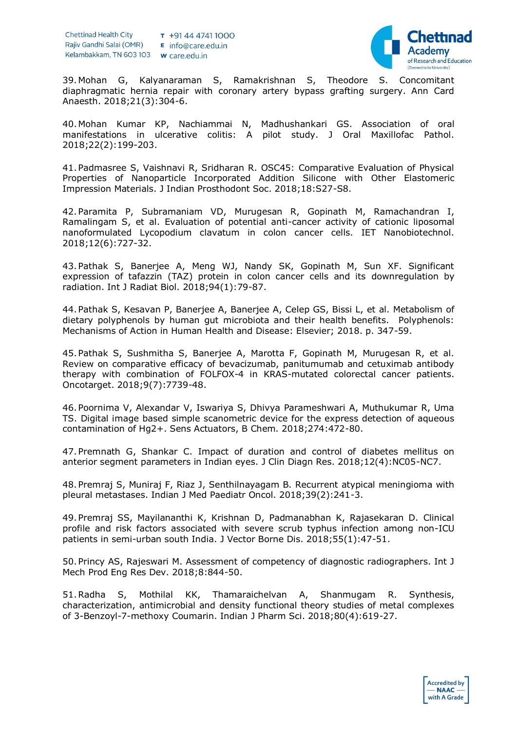39. Mohan G, Kalyanaraman S, Ramakrishnan S, Theodore S. Concomitant diaphragmatic hernia repair with coronary artery bypass grafting surgery. Ann Card Anaesth. 2018;21(3):304-6.

40. Mohan Kumar KP, Nachiammai N, Madhushankari GS. Association of oral manifestations in ulcerative colitis: A pilot study. J Oral Maxillofac Pathol. 2018;22(2):199-203.

41. Padmasree S, Vaishnavi R, Sridharan R. OSC45: Comparative Evaluation of Physical Properties of Nanoparticle Incorporated Addition Silicone with Other Elastomeric Impression Materials. J Indian Prosthodont Soc. 2018;18:S27-S8.

42. Paramita P, Subramaniam VD, Murugesan R, Gopinath M, Ramachandran I, Ramalingam S, et al. Evaluation of potential anti-cancer activity of cationic liposomal nanoformulated Lycopodium clavatum in colon cancer cells. IET Nanobiotechnol. 2018;12(6):727-32.

43. Pathak S, Banerjee A, Meng WJ, Nandy SK, Gopinath M, Sun XF. Significant expression of tafazzin (TAZ) protein in colon cancer cells and its downregulation by radiation. Int J Radiat Biol. 2018;94(1):79-87.

44. Pathak S, Kesavan P, Banerjee A, Banerjee A, Celep GS, Bissi L, et al. Metabolism of dietary polyphenols by human gut microbiota and their health benefits. Polyphenols: Mechanisms of Action in Human Health and Disease: Elsevier; 2018. p. 347-59.

45. Pathak S, Sushmitha S, Banerjee A, Marotta F, Gopinath M, Murugesan R, et al. Review on comparative efficacy of bevacizumab, panitumumab and cetuximab antibody therapy with combination of FOLFOX-4 in KRAS-mutated colorectal cancer patients. Oncotarget. 2018;9(7):7739-48.

46. Poornima V, Alexandar V, Iswariya S, Dhivya Parameshwari A, Muthukumar R, Uma TS. Digital image based simple scanometric device for the express detection of aqueous contamination of $Hg^{2+}$. Sens Actuators, B Chem. 2018;274:472-80.

47. Premnath G, Shankar C. Impact of duration and control of diabetes mellitus on anterior segment parameters in Indian eyes. J Clin Diagn Res. 2018;12(4):NC05-NC7.

48. Premraj S, Muniraj F, Riaz J, Senthilnayagam B. Recurrent atypical meningioma with pleural metastases. Indian J Med Paediatr Oncol. 2018;39(2):241-3.

49. Premraj SS, Mayilananthi K, Krishnan D, Padmanabhan K, Rajasekaran D. Clinical profile and risk factors associated with severe scrub typhus infection among non-ICU patients in semi-urban south India. J Vector Borne Dis. 2018;55(1):47-51.

50. Princy AS, Rajeswari M. Assessment of competency of diagnostic radiographers. Int J Mech Prod Eng Res Dev. 2018;8:844-50.

51. Radha S, Mothilal KK, Thamaraichelvan A, Shanmugam R. Synthesis, characterization, antimicrobial and density functional theory studies of metal complexes of 3-Benzoyl-7-methoxy Coumarin. Indian J Pharm Sci. 2018;80(4):619-27.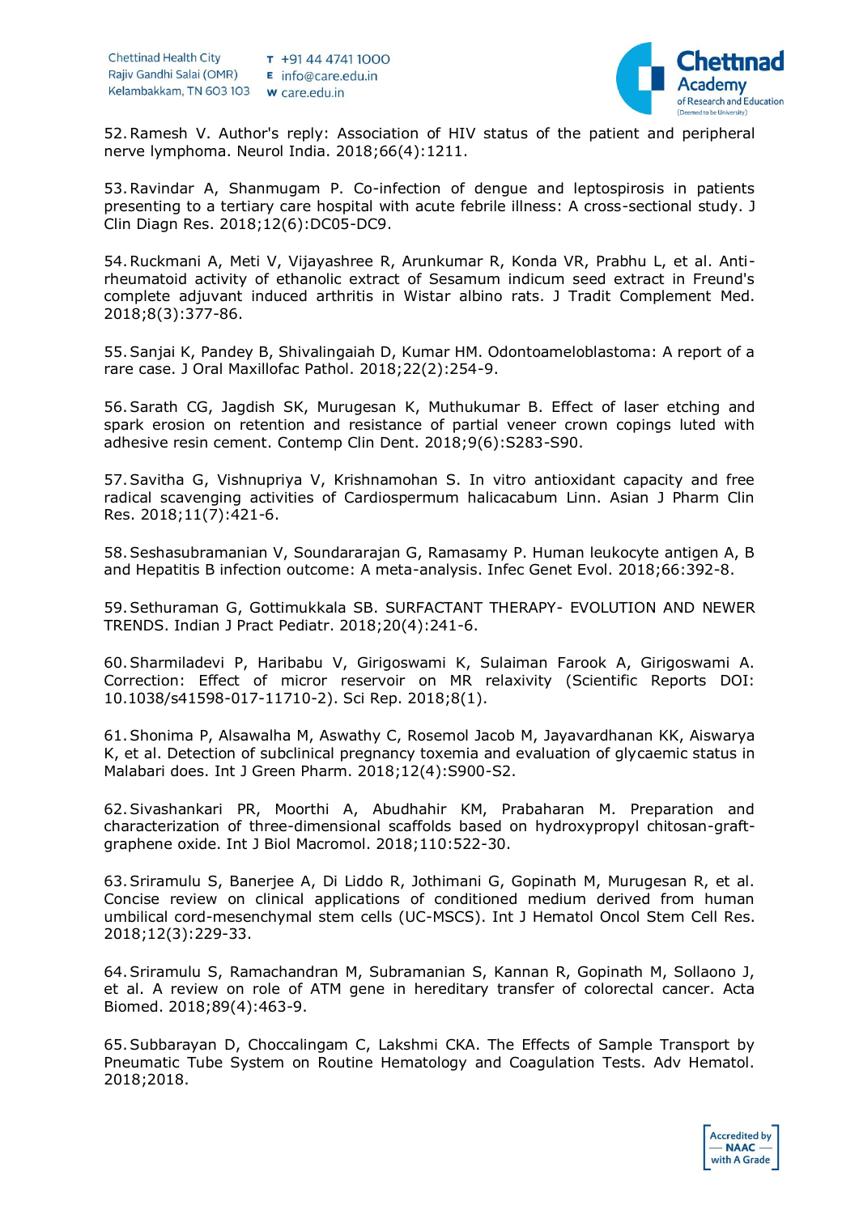52. Ramesh V. Author's reply: Association of HIV status of the patient and peripheral nerve lymphoma. Neurol India. 2018;66(4):1211.

53. Ravindar A, Shanmugam P. Co-infection of dengue and leptospirosis in patients presenting to a tertiary care hospital with acute febrile illness: A cross-sectional study. J Clin Diagn Res. 2018;12(6):DC05-DC9.

54. Ruckmani A, Meti V, Vijayashree R, Arunkumar R, Konda VR, Prabhu L, et al. Anti-rheumatoid activity of ethanolic extract of Sesamum indicum seed extract in Freund's complete adjuvant induced arthritis in Wistar albino rats. J Tradit Complement Med. 2018;8(3):377-86.

55. Sanjai K, Pandey B, Shivalingaiah D, Kumar HM. Odontoameloblastoma: A report of a rare case. J Oral Maxillofac Pathol. 2018;22(2):254-9.

56. Sarath CG, Jagdish SK, Murugesan K, Muthukumar B. Effect of laser etching and spark erosion on retention and resistance of partial veneer crown copings luted with adhesive resin cement. Contemp Clin Dent. 2018;9(6):S283-S90.

57. Savitha G, Vishnupriya V, Krishnamohan S. In vitro antioxidant capacity and free radical scavenging activities of Cardiospermum halicacabum Linn. Asian J Pharm Clin Res. 2018;11(7):421-6.

58. Seshasubramanian V, Soundararajan G, Ramasamy P. Human leukocyte antigen A, B and Hepatitis B infection outcome: A meta-analysis. Infec Genet Evol. 2018;66:392-8.

59. Sethuraman G, Gottimukkala SB. SURFACTANT THERAPY- EVOLUTION AND NEWER TRENDS. Indian J Pract Pediatr. 2018;20(4):241-6.

60. Sharmiladevi P, Haribabu V, Girigoswami K, Sulaiman Farook A, Girigoswami A. Correction: Effect of micror reservoir on MR relaxivity (Scientific Reports DOI: 10.1038/s41598-017-11710-2). Sci Rep. 2018;8(1).

61. Shonima P, Alsawalha M, Aswathy C, Rosemol Jacob M, Jayavardhanan KK, Aiswarya K, et al. Detection of subclinical pregnancy toxemia and evaluation of glycaemic status in Malabari does. Int J Green Pharm. 2018;12(4):S900-S2.

62. Sivashankari PR, Moorthi A, Abudhahir KM, Prabaharan M. Preparation and characterization of three-dimensional scaffolds based on hydroxypropyl chitosan-graft-graphene oxide. Int J Biol Macromol. 2018;110:522-30.

63. Sriramulu S, Banerjee A, Di Liddo R, Jothimani G, Gopinath M, Murugesan R, et al. Concise review on clinical applications of conditioned medium derived from human umbilical cord-mesenchymal stem cells (UC-MSCS). Int J Hematol Oncol Stem Cell Res. 2018;12(3):229-33.

64. Sriramulu S, Ramachandran M, Subramanian S, Kannan R, Gopinath M, Sollaono J, et al. A review on role of ATM gene in hereditary transfer of colorectal cancer. Acta Biomed. 2018;89(4):463-9.

65. Subbarayan D, Choccalingam C, Lakshmi CKA. The Effects of Sample Transport by Pneumatic Tube System on Routine Hematology and Coagulation Tests. Adv Hematol. 2018;2018.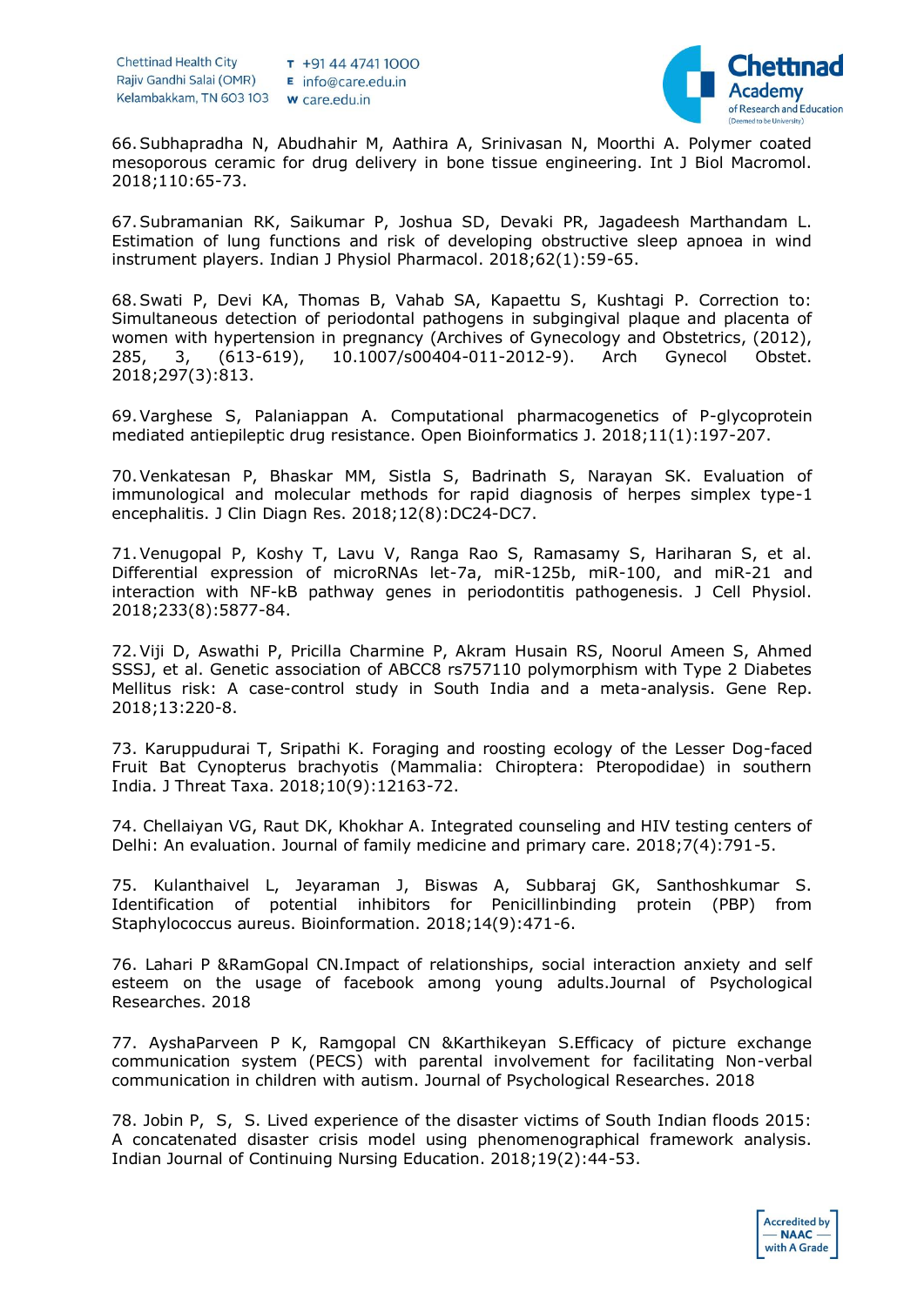66. Subhapradha N, Abudhahir M, Aathira A, Srinivasan N, Moorthi A. Polymer coated mesoporous ceramic for drug delivery in bone tissue engineering. Int J Biol Macromol. 2018;110:65-73.

67. Subramanian RK, Saikumar P, Joshua SD, Devaki PR, Jagadeesh Marthandam L. Estimation of lung functions and risk of developing obstructive sleep apnoea in wind instrument players. Indian J Physiol Pharmacol. 2018;62(1):59-65.

68. Swati P, Devi KA, Thomas B, Vahab SA, Kapaettu S, Kushtagi P. Correction to: Simultaneous detection of periodontal pathogens in subgingival plaque and placenta of women with hypertension in pregnancy (Archives of Gynecology and Obstetrics, (2012), 285, 3, (613-619), 10.1007/s00404-011-2012-9). Arch Gynecol Obstet. 2018;297(3):813.

69. Varghese S, Palaniappan A. Computational pharmacogenetics of P-glycoprotein mediated antiepileptic drug resistance. Open Bioinformatics J. 2018;11(1):197-207.

70. Venkatesan P, Bhaskar MM, Sistla S, Badrinath S, Narayan SK. Evaluation of immunological and molecular methods for rapid diagnosis of herpes simplex type-1 encephalitis. J Clin Diagn Res. 2018;12(8):DC24-DC7.

71. Venugopal P, Koshy T, Lavu V, Ranga Rao S, Ramasamy S, Hariharan S, et al. Differential expression of microRNAs let-7a, miR-125b, miR-100, and miR-21 and interaction with NF-kB pathway genes in periodontitis pathogenesis. J Cell Physiol. 2018;233(8):5877-84.

72. Viji D, Aswathi P, Pricilla Charmine P, Akram Husain RS, Noorul Ameen S, Ahmed SSSJ, et al. Genetic association of ABCC8 rs757110 polymorphism with Type 2 Diabetes Mellitus risk: A case-control study in South India and a meta-analysis. Gene Rep. 2018;13:220-8.

73. Karuppudurai T, Sripathi K. Foraging and roosting ecology of the Lesser Dog-faced Fruit Bat Cynopterus brachyotis (Mammalia: Chiroptera: Pteropodidae) in southern India. J Threat Taxa. 2018;10(9):12163-72.

74. Chellaiyan VG, Raut DK, Khokhar A. Integrated counseling and HIV testing centers of Delhi: An evaluation. Journal of family medicine and primary care. 2018;7(4):791-5.

75. Kulanthaivel L, Jeyaraman J, Biswas A, Subbaraj GK, Santhoshkumar S. Identification of potential inhibitors for Penicillinbinding protein (PBP) from Staphylococcus aureus. Bioinformation. 2018;14(9):471-6.

76. Lahari P &RamGopal CN.Impact of relationships, social interaction anxiety and self esteem on the usage of facebook among young adults.Journal of Psychological Researches. 2018

77. AyshaParveen P K, Ramgopal CN &Karthikeyan S.Efficacy of picture exchange communication system (PECS) with parental involvement for facilitating Non-verbal communication in children with autism. Journal of Psychological Researches. 2018

78. Jobin P, S, S. Lived experience of the disaster victims of South Indian floods 2015: A concatenated disaster crisis model using phenomenographical framework analysis. Indian Journal of Continuing Nursing Education. 2018;19(2):44-53.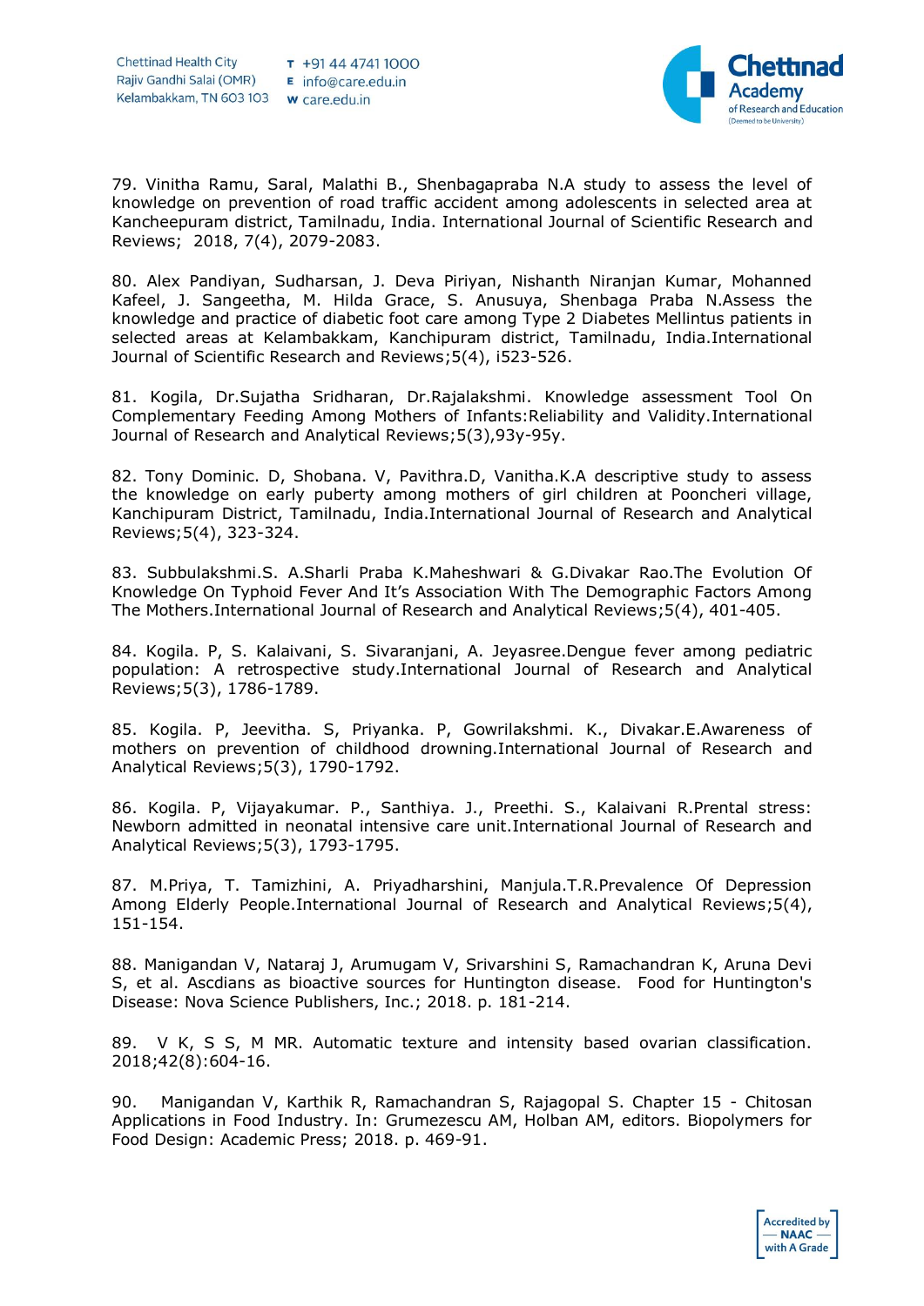79. Vinitha Ramu, Saral, Malathi B., Shenbagapraba N.A study to assess the level of knowledge on prevention of road traffic accident among adolescents in selected area at Kancheepuram district, Tamilnadu, India. International Journal of Scientific Research and Reviews; 2018, 7(4), 2079-2083.

80. Alex Pandiyan, Sudharsan, J. Deva Piriyan, Nishanth Niranjan Kumar, Mohanned Kafeel, J. Sangeetha, M. Hilda Grace, S. Anusuya, Shenbaga Praba N.Assess the knowledge and practice of diabetic foot care among Type 2 Diabetes Mellintus patients in selected areas at Kelambakkam, Kanchipuram district, Tamilnadu, India.International Journal of Scientific Research and Reviews;5(4), i523-526.

81. Kogila, Dr.Sujatha Sridharan, Dr.Rajalakshmi. Knowledge assessment Tool On Complementary Feeding Among Mothers of Infants:Reliability and Validity.International Journal of Research and Analytical Reviews;5(3),93y-95y.

82. Tony Dominic. D, Shobana. V, Pavithra.D, Vanitha.K.A descriptive study to assess the knowledge on early puberty among mothers of girl children at Pooncheri village, Kanchipuram District, Tamilnadu, India.International Journal of Research and Analytical Reviews;5(4), 323-324.

83. Subbulakshmi.S. A.Sharli Praba K.Maheshwari & G.Divakar Rao.The Evolution Of Knowledge On Typhoid Fever And It's Association With The Demographic Factors Among The Mothers.International Journal of Research and Analytical Reviews;5(4), 401-405.

84. Kogila. P, S. Kalaivani, S. Sivaranjani, A. Jeyasree.Dengue fever among pediatric population: A retrospective study.International Journal of Research and Analytical Reviews;5(3), 1786-1789.

85. Kogila. P, Jeevitha. S, Priyanka. P, Gowrilakshmi. K., Divakar.E.Awareness of mothers on prevention of childhood drowning.International Journal of Research and Analytical Reviews;5(3), 1790-1792.

86. Kogila. P, Vijayakumar. P., Santhiya. J., Preethi. S., Kalaivani R.Prental stress: Newborn admitted in neonatal intensive care unit.International Journal of Research and Analytical Reviews;5(3), 1793-1795.

87. M.Priya, T. Tamizhini, A. Priyadharshini, Manjula.T.R.Prevalence Of Depression Among Elderly People.International Journal of Research and Analytical Reviews;5(4), 151-154.

88. Manigandan V, Nataraj J, Arumugam V, Srivarshini S, Ramachandran K, Aruna Devi S, et al. Ascdians as bioactive sources for Huntington disease. Food for Huntington's Disease: Nova Science Publishers, Inc.; 2018. p. 181-214.

89. V K, S S, M MR. Automatic texture and intensity based ovarian classification. 2018;42(8):604-16.

90. Manigandan V, Karthik R, Ramachandran S, Rajagopal S. Chapter 15 - Chitosan Applications in Food Industry. In: Grumezescu AM, Holban AM, editors. Biopolymers for Food Design: Academic Press; 2018. p. 469-91.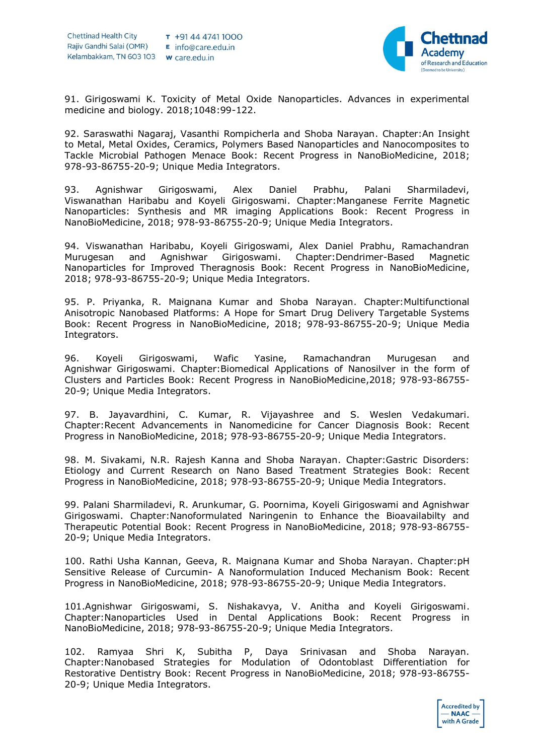91. Girigoswami K. Toxicity of Metal Oxide Nanoparticles. Advances in experimental medicine and biology. 2018;1048:99-122.

92. Saraswathi Nagaraj, Vasanthi Rompicherla and Shoba Narayan. Chapter:An Insight to Metal, Metal Oxides, Ceramics, Polymers Based Nanoparticles and Nanocomposites to Tackle Microbial Pathogen Menace Book: Recent Progress in NanoBioMedicine, 2018; 978-93-86755-20-9; Unique Media Integrators.

93. Agnishwar Girigoswami, Alex Daniel Prabhu, Palani Sharmiladevi, Viswanathan Haribabu and Koyeli Girigoswami. Chapter:Manganese Ferrite Magnetic Nanoparticles: Synthesis and MR imaging Applications Book: Recent Progress in NanoBioMedicine, 2018; 978-93-86755-20-9; Unique Media Integrators.

94. Viswanathan Haribabu, Koyeli Girigoswami, Alex Daniel Prabhu, Ramachandran Murugesan and Agnishwar Girigoswami. Chapter:Dendrimer-Based Magnetic Nanoparticles for Improved Theragnosis Book: Recent Progress in NanoBioMedicine, 2018; 978-93-86755-20-9; Unique Media Integrators.

95. P. Priyanka, R. Maignana Kumar and Shoba Narayan. Chapter:Multifunctional Anisotropic Nanobased Platforms: A Hope for Smart Drug Delivery Targetable Systems Book: Recent Progress in NanoBioMedicine, 2018; 978-93-86755-20-9; Unique Media Integrators.

96. Koyeli Girigoswami, Wafic Yasine, Ramachandran Murugesan and Agnishwar Girigoswami. Chapter:Biomedical Applications of Nanosilver in the form of Clusters and Particles Book: Recent Progress in NanoBioMedicine,2018; 978-93-86755-20-9; Unique Media Integrators.

97. B. Jayavardhini, C. Kumar, R. Vijayashree and S. Weslen Vedakumari. Chapter:Recent Advancements in Nanomedicine for Cancer Diagnosis Book: Recent Progress in NanoBioMedicine, 2018; 978-93-86755-20-9; Unique Media Integrators.

98. M. Sivakami, N.R. Rajesh Kanna and Shoba Narayan. Chapter:Gastric Disorders: Etiology and Current Research on Nano Based Treatment Strategies Book: Recent Progress in NanoBioMedicine, 2018; 978-93-86755-20-9; Unique Media Integrators.

99. Palani Sharmiladevi, R. Arunkumar, G. Poornima, Koyeli Girigoswami and Agnishwar Girigoswami. Chapter:Nanoformulated Naringenin to Enhance the Bioavailabilty and Therapeutic Potential Book: Recent Progress in NanoBioMedicine, 2018; 978-93-86755-20-9; Unique Media Integrators.

100. Rathi Usha Kannan, Geeva, R. Maignana Kumar and Shoba Narayan. Chapter:pH Sensitive Release of Curcumin- A Nanoformulation Induced Mechanism Book: Recent Progress in NanoBioMedicine, 2018; 978-93-86755-20-9; Unique Media Integrators.

101.Agnishwar Girigoswami, S. Nishakavya, V. Anitha and Koyeli Girigoswami. Chapter:Nanoparticles Used in Dental Applications Book: Recent Progress in NanoBioMedicine, 2018; 978-93-86755-20-9; Unique Media Integrators.

102. Ramyaa Shri K, Subitha P, Daya Srinivasan and Shoba Narayan. Chapter:Nanobased Strategies for Modulation of Odontoblast Differentiation for Restorative Dentistry Book: Recent Progress in NanoBioMedicine, 2018; 978-93-86755-20-9; Unique Media Integrators.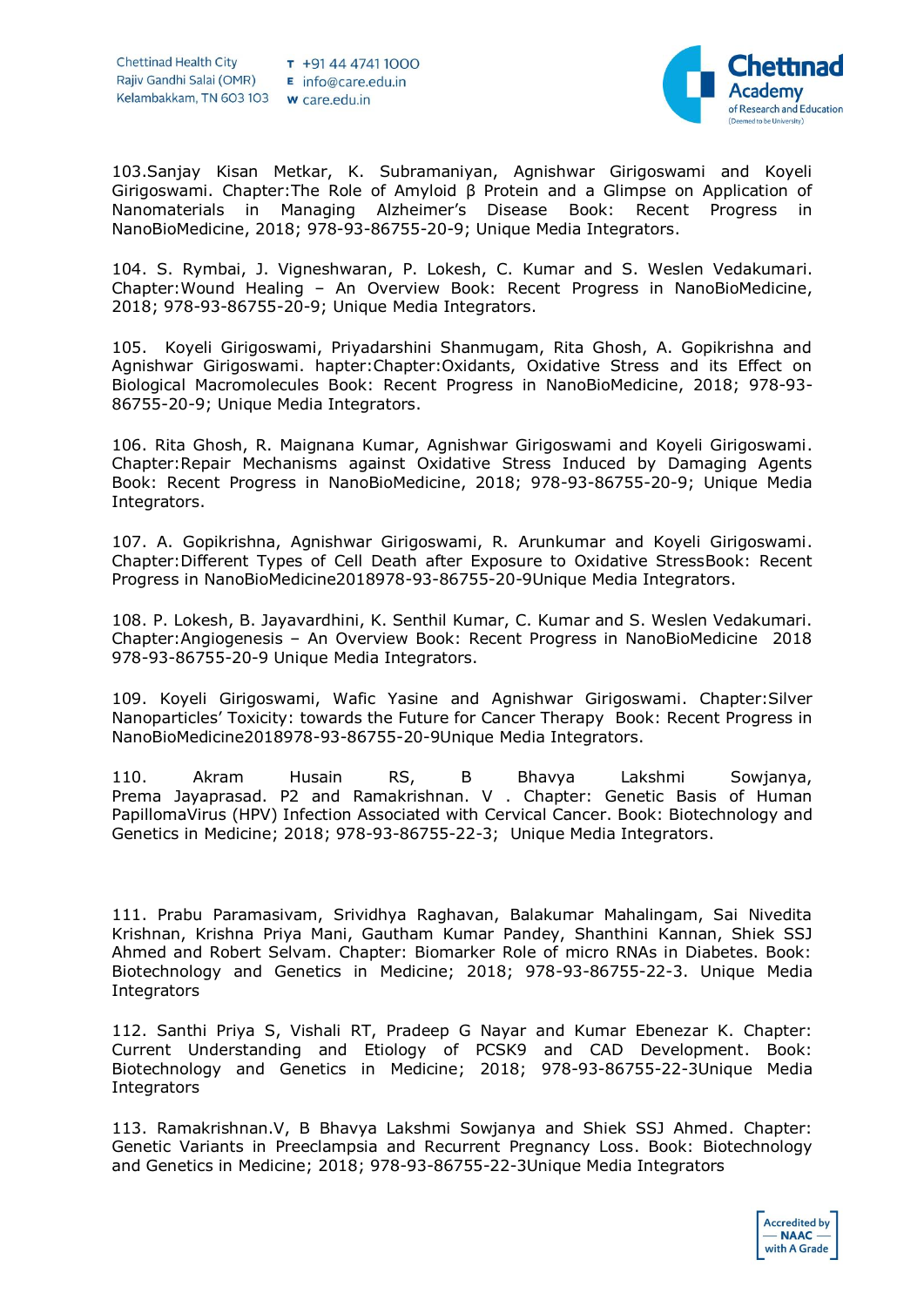103.Sanjay Kisan Metkar, K. Subramaniyan, Agnishwar Girigoswami and Koyeli Girigoswami. Chapter:The Role of Amyloid β Protein and a Glimpse on Application of Nanomaterials in Managing Alzheimer's Disease Book: Recent Progress in NanoBioMedicine, 2018; 978-93-86755-20-9; Unique Media Integrators.

104. S. Rymbai, J. Vigneshwaran, P. Lokesh, C. Kumar and S. Weslen Vedakumari. Chapter:Wound Healing – An Overview Book: Recent Progress in NanoBioMedicine, 2018; 978-93-86755-20-9; Unique Media Integrators.

105. Koyeli Girigoswami, Priyadarshini Shanmugam, Rita Ghosh, A. Gopikrishna and Agnishwar Girigoswami. hapter:Chapter:Oxidants, Oxidative Stress and its Effect on Biological Macromolecules Book: Recent Progress in NanoBioMedicine, 2018; 978-93-86755-20-9; Unique Media Integrators.

106. Rita Ghosh, R. Maignana Kumar, Agnishwar Girigoswami and Koyeli Girigoswami. Chapter:Repair Mechanisms against Oxidative Stress Induced by Damaging Agents Book: Recent Progress in NanoBioMedicine, 2018; 978-93-86755-20-9; Unique Media Integrators.

107. A. Gopikrishna, Agnishwar Girigoswami, R. Arunkumar and Koyeli Girigoswami. Chapter:Different Types of Cell Death after Exposure to Oxidative StressBook: Recent Progress in NanoBioMedicine2018978-93-86755-20-9Unique Media Integrators.

108. P. Lokesh, B. Jayavardhini, K. Senthil Kumar, C. Kumar and S. Weslen Vedakumari. Chapter:Angiogenesis – An Overview Book: Recent Progress in NanoBioMedicine 2018 978-93-86755-20-9 Unique Media Integrators.

109. Koyeli Girigoswami, Wafic Yasine and Agnishwar Girigoswami. Chapter:Silver Nanoparticles' Toxicity: towards the Future for Cancer Therapy Book: Recent Progress in NanoBioMedicine2018978-93-86755-20-9Unique Media Integrators.

110. Akram Husain RS, B Bhavya Lakshmi Sowjanya, Prema Jayaprasad. P2 and Ramakrishnan. V . Chapter: Genetic Basis of Human PapillomaVirus (HPV) Infection Associated with Cervical Cancer. Book: Biotechnology and Genetics in Medicine; 2018; 978-93-86755-22-3; Unique Media Integrators.

111. Prabu Paramasivam, Srividhya Raghavan, Balakumar Mahalingam, Sai Nivedita Krishnan, Krishna Priya Mani, Gautham Kumar Pandey, Shanthini Kannan, Shiek SSJ Ahmed and Robert Selvam. Chapter: Biomarker Role of micro RNAs in Diabetes. Book: Biotechnology and Genetics in Medicine; 2018; 978-93-86755-22-3. Unique Media Integrators

112. Santhi Priya S, Vishali RT, Pradeep G Nayar and Kumar Ebenezar K. Chapter: Current Understanding and Etiology of PCSK9 and CAD Development. Book: Biotechnology and Genetics in Medicine; 2018; 978-93-86755-22-3Unique Media Integrators

113. Ramakrishnan.V, B Bhavya Lakshmi Sowjanya and Shiek SSJ Ahmed. Chapter: Genetic Variants in Preeclampsia and Recurrent Pregnancy Loss. Book: Biotechnology and Genetics in Medicine; 2018; 978-93-86755-22-3Unique Media Integrators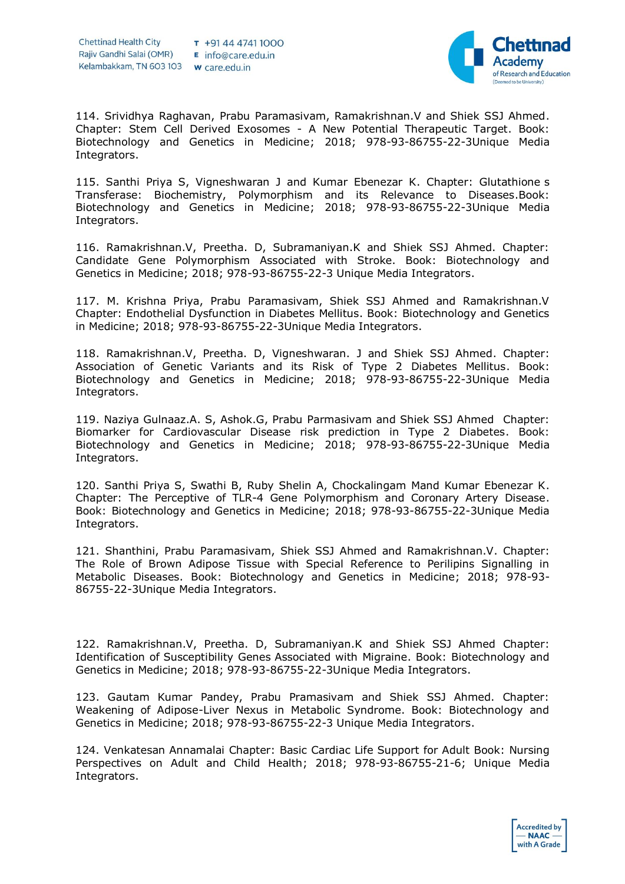114. Srividhya Raghavan, Prabu Paramasivam, Ramakrishnan.V and Shiek SSJ Ahmed. Chapter: Stem Cell Derived Exosomes - A New Potential Therapeutic Target. Book: Biotechnology and Genetics in Medicine; 2018; 978-93-86755-22-3Unique Media Integrators.

115. Santhi Priya S, Vigneshwaran J and Kumar Ebenezar K. Chapter: Glutathione s Transferase: Biochemistry, Polymorphism and its Relevance to Diseases.Book: Biotechnology and Genetics in Medicine; 2018; 978-93-86755-22-3Unique Media Integrators.

116. Ramakrishnan.V, Preetha. D, Subramaniyan.K and Shiek SSJ Ahmed. Chapter: Candidate Gene Polymorphism Associated with Stroke. Book: Biotechnology and Genetics in Medicine; 2018; 978-93-86755-22-3 Unique Media Integrators.

117. M. Krishna Priya, Prabu Paramasivam, Shiek SSJ Ahmed and Ramakrishnan.V Chapter: Endothelial Dysfunction in Diabetes Mellitus. Book: Biotechnology and Genetics in Medicine; 2018; 978-93-86755-22-3Unique Media Integrators.

118. Ramakrishnan.V, Preetha. D, Vigneshwaran. J and Shiek SSJ Ahmed. Chapter: Association of Genetic Variants and its Risk of Type 2 Diabetes Mellitus. Book: Biotechnology and Genetics in Medicine; 2018; 978-93-86755-22-3Unique Media Integrators.

119. Naziya Gulnaaz.A. S, Ashok.G, Prabu Parmasivam and Shiek SSJ Ahmed Chapter: Biomarker for Cardiovascular Disease risk prediction in Type 2 Diabetes. Book: Biotechnology and Genetics in Medicine; 2018; 978-93-86755-22-3Unique Media Integrators.

120. Santhi Priya S, Swathi B, Ruby Shelin A, Chockalingam Mand Kumar Ebenezar K. Chapter: The Perceptive of TLR-4 Gene Polymorphism and Coronary Artery Disease. Book: Biotechnology and Genetics in Medicine; 2018; 978-93-86755-22-3Unique Media Integrators.

121. Shanthini, Prabu Paramasivam, Shiek SSJ Ahmed and Ramakrishnan.V. Chapter: The Role of Brown Adipose Tissue with Special Reference to Perilipins Signalling in Metabolic Diseases. Book: Biotechnology and Genetics in Medicine; 2018; 978-93-86755-22-3Unique Media Integrators.

122. Ramakrishnan.V, Preetha. D, Subramaniyan.K and Shiek SSJ Ahmed Chapter: Identification of Susceptibility Genes Associated with Migraine. Book: Biotechnology and Genetics in Medicine; 2018; 978-93-86755-22-3Unique Media Integrators.

123. Gautam Kumar Pandey, Prabu Pramasivam and Shiek SSJ Ahmed. Chapter: Weakening of Adipose-Liver Nexus in Metabolic Syndrome. Book: Biotechnology and Genetics in Medicine; 2018; 978-93-86755-22-3 Unique Media Integrators.

124. Venkatesan Annamalai Chapter: Basic Cardiac Life Support for Adult Book: Nursing Perspectives on Adult and Child Health; 2018; 978-93-86755-21-6; Unique Media Integrators.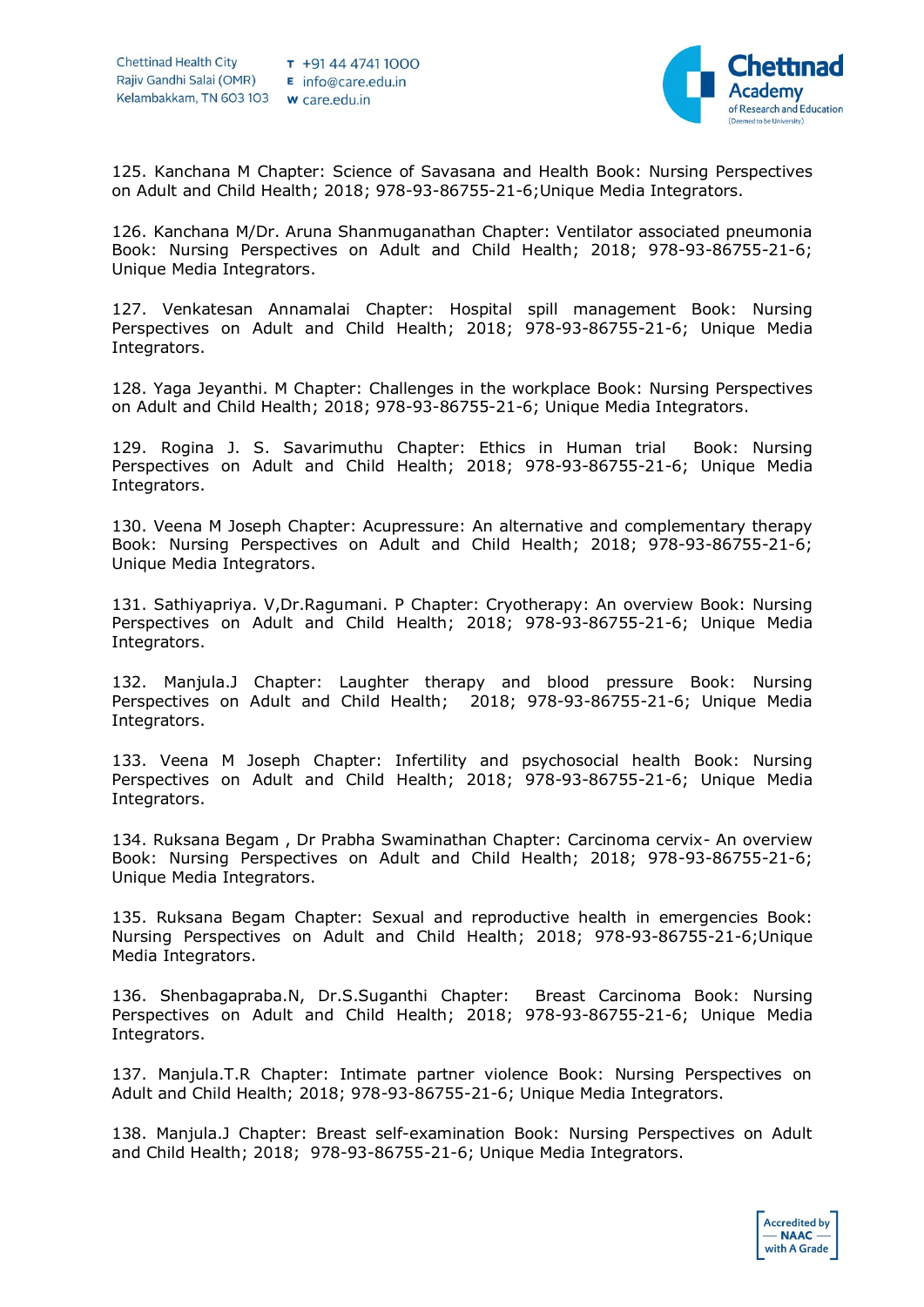125. Kanchana M Chapter: Science of Savasana and Health Book: Nursing Perspectives on Adult and Child Health; 2018; 978-93-86755-21-6;Unique Media Integrators.

126. Kanchana M/Dr. Aruna Shanmuganathan Chapter: Ventilator associated pneumonia Book: Nursing Perspectives on Adult and Child Health; 2018; 978-93-86755-21-6; Unique Media Integrators.

127. Venkatesan Annamalai Chapter: Hospital spill management Book: Nursing Perspectives on Adult and Child Health; 2018; 978-93-86755-21-6; Unique Media Integrators.

128. Yaga Jeyanthi. M Chapter: Challenges in the workplace Book: Nursing Perspectives on Adult and Child Health; 2018; 978-93-86755-21-6; Unique Media Integrators.

129. Rogina J. S. Savarimuthu Chapter: Ethics in Human trial Book: Nursing Perspectives on Adult and Child Health; 2018; 978-93-86755-21-6; Unique Media Integrators.

130. Veena M Joseph Chapter: Acupressure: An alternative and complementary therapy Book: Nursing Perspectives on Adult and Child Health; 2018; 978-93-86755-21-6; Unique Media Integrators.

131. Sathiyapriya. V,Dr.Ragumani. P Chapter: Cryotherapy: An overview Book: Nursing Perspectives on Adult and Child Health; 2018; 978-93-86755-21-6; Unique Media Integrators.

132. Manjula.J Chapter: Laughter therapy and blood pressure Book: Nursing Perspectives on Adult and Child Health; 2018; 978-93-86755-21-6; Unique Media Integrators.

133. Veena M Joseph Chapter: Infertility and psychosocial health Book: Nursing Perspectives on Adult and Child Health; 2018; 978-93-86755-21-6; Unique Media Integrators.

134. Ruksana Begam , Dr Prabha Swaminathan Chapter: Carcinoma cervix- An overview Book: Nursing Perspectives on Adult and Child Health; 2018; 978-93-86755-21-6; Unique Media Integrators.

135. Ruksana Begam Chapter: Sexual and reproductive health in emergencies Book: Nursing Perspectives on Adult and Child Health; 2018; 978-93-86755-21-6;Unique Media Integrators.

136. Shenbagapraba.N, Dr.S.Suganthi Chapter: Breast Carcinoma Book: Nursing Perspectives on Adult and Child Health; 2018; 978-93-86755-21-6; Unique Media Integrators.

137. Manjula.T.R Chapter: Intimate partner violence Book: Nursing Perspectives on Adult and Child Health; 2018; 978-93-86755-21-6; Unique Media Integrators.

138. Manjula.J Chapter: Breast self-examination Book: Nursing Perspectives on Adult and Child Health; 2018; 978-93-86755-21-6; Unique Media Integrators.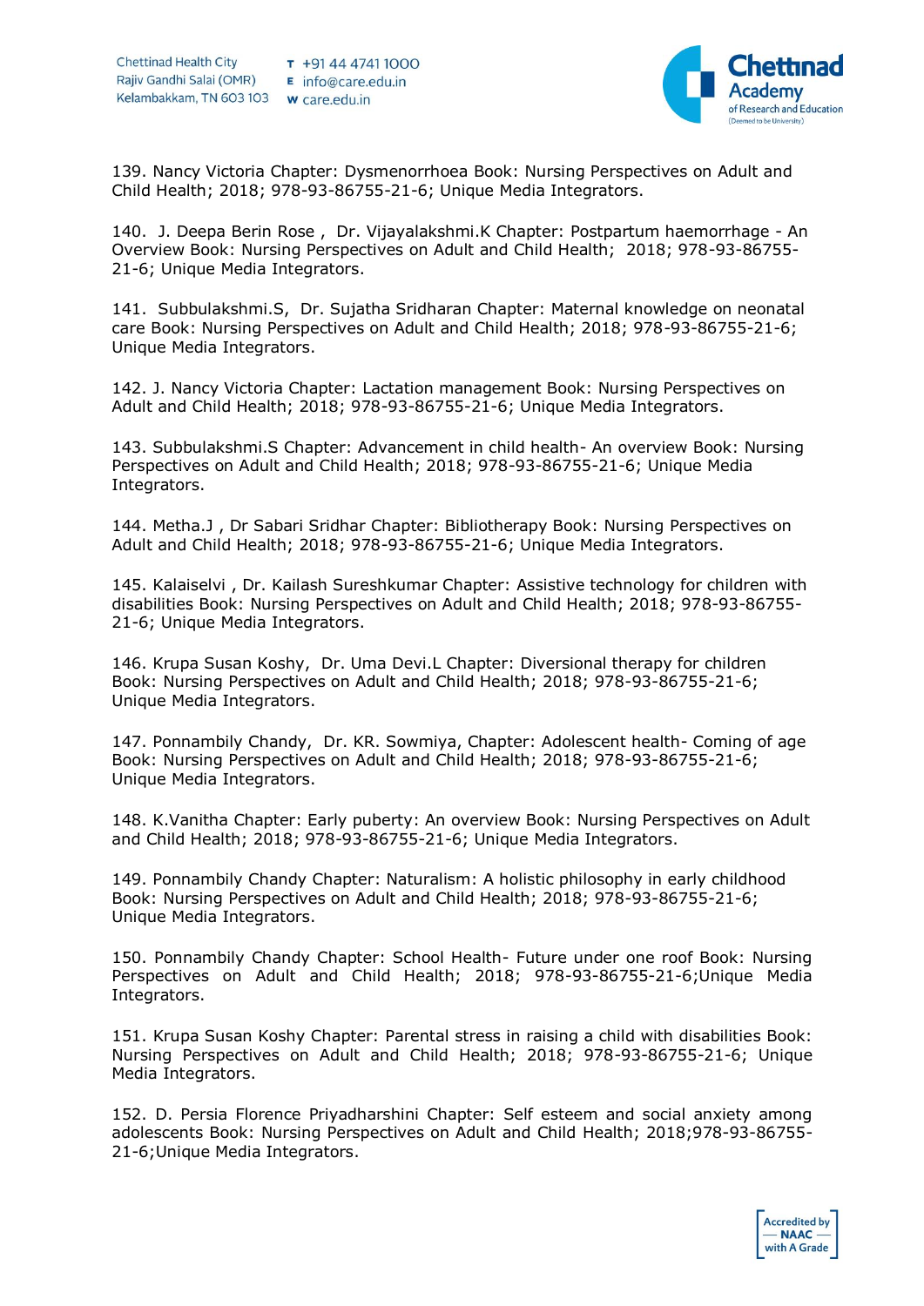139. Nancy Victoria Chapter: Dysmenorrhoea Book: Nursing Perspectives on Adult and Child Health; 2018; 978-93-86755-21-6; Unique Media Integrators.

140. J. Deepa Berin Rose , Dr. Vijayalakshmi.K Chapter: Postpartum haemorrhage - An Overview Book: Nursing Perspectives on Adult and Child Health; 2018; 978-93-86755-21-6; Unique Media Integrators.

141. Subbulakshmi.S, Dr. Sujatha Sridharan Chapter: Maternal knowledge on neonatal care Book: Nursing Perspectives on Adult and Child Health; 2018; 978-93-86755-21-6; Unique Media Integrators.

142. J. Nancy Victoria Chapter: Lactation management Book: Nursing Perspectives on Adult and Child Health; 2018; 978-93-86755-21-6; Unique Media Integrators.

143. Subbulakshmi.S Chapter: Advancement in child health- An overview Book: Nursing Perspectives on Adult and Child Health; 2018; 978-93-86755-21-6; Unique Media Integrators.

144. Metha.J , Dr Sabari Sridhar Chapter: Bibliotherapy Book: Nursing Perspectives on Adult and Child Health; 2018; 978-93-86755-21-6; Unique Media Integrators.

145. Kalaiselvi , Dr. Kailash Sureshkumar Chapter: Assistive technology for children with disabilities Book: Nursing Perspectives on Adult and Child Health; 2018; 978-93-86755-21-6; Unique Media Integrators.

146. Krupa Susan Koshy, Dr. Uma Devi.L Chapter: Diversional therapy for children Book: Nursing Perspectives on Adult and Child Health; 2018; 978-93-86755-21-6; Unique Media Integrators.

147. Ponnambily Chandy, Dr. KR. Sowmiya, Chapter: Adolescent health- Coming of age Book: Nursing Perspectives on Adult and Child Health; 2018; 978-93-86755-21-6; Unique Media Integrators.

148. K.Vanitha Chapter: Early puberty: An overview Book: Nursing Perspectives on Adult and Child Health; 2018; 978-93-86755-21-6; Unique Media Integrators.

149. Ponnambily Chandy Chapter: Naturalism: A holistic philosophy in early childhood Book: Nursing Perspectives on Adult and Child Health; 2018; 978-93-86755-21-6; Unique Media Integrators.

150. Ponnambily Chandy Chapter: School Health- Future under one roof Book: Nursing Perspectives on Adult and Child Health; 2018; 978-93-86755-21-6;Unique Media Integrators.

151. Krupa Susan Koshy Chapter: Parental stress in raising a child with disabilities Book: Nursing Perspectives on Adult and Child Health; 2018; 978-93-86755-21-6; Unique Media Integrators.

152. D. Persia Florence Priyadharshini Chapter: Self esteem and social anxiety among adolescents Book: Nursing Perspectives on Adult and Child Health; 2018;978-93-86755-21-6;Unique Media Integrators.